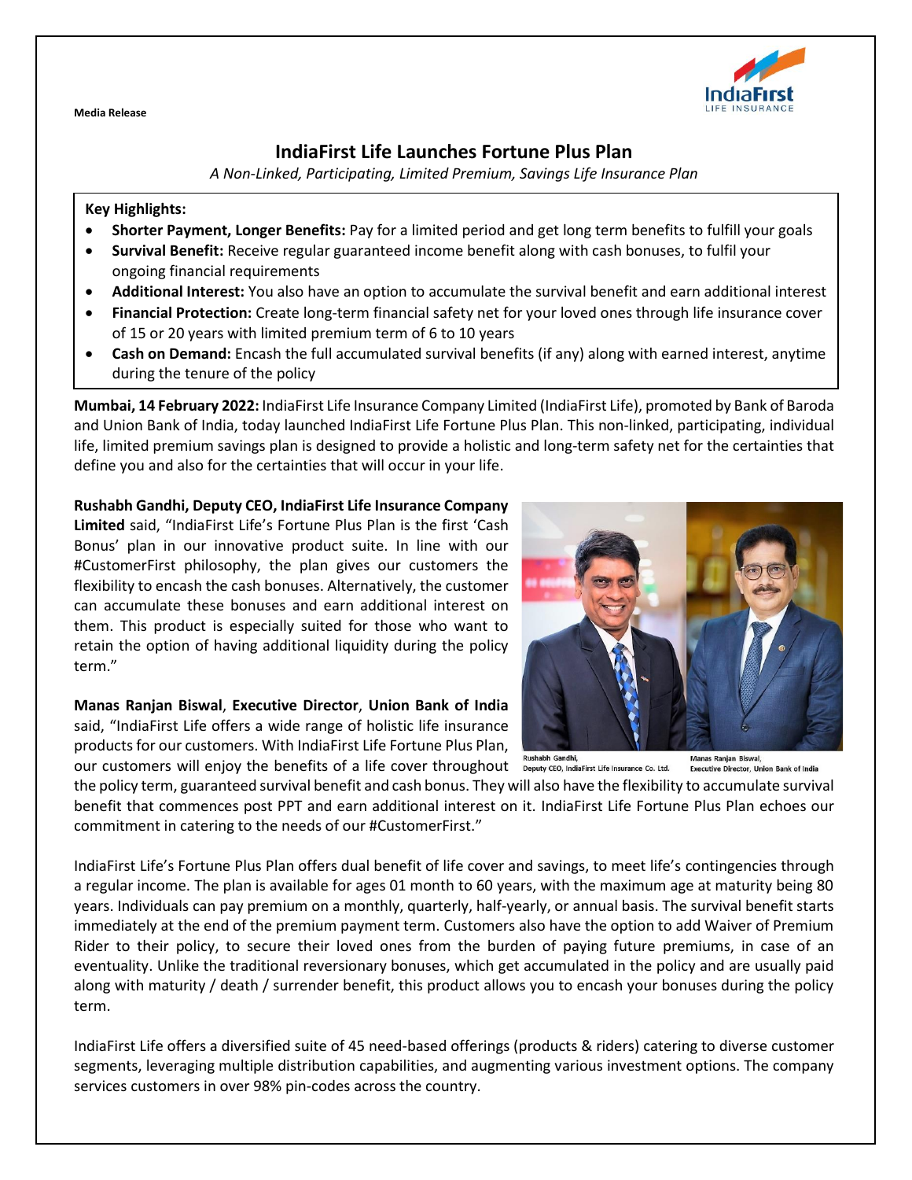**Media Release**

# IndiaFirst Life Launches Fortune Plus Plan

*A Non-Linked, Participating, Limited Premium, Savings Life Insurance Plan*

**Key Highlights:**

- **Shorter Payment, Longer Benefits:** Pay for a limited period and get long term benefits to fulfill your goals
- **Survival Benefit:** Receive regular guaranteed income benefit along with cash bonuses, to fulfil your ongoing financial requirements
- **Additional Interest:** You also have an option to accumulate the survival benefit and earn additional interest
- **Financial Protection:** Create long-term financial safety net for your loved ones through life insurance cover of 15 or 20 years with limited premium term of 6 to 10 years
- **Cash on Demand:** Encash the full accumulated survival benefits (if any) along with earned interest, anytime during the tenure of the policy

**Mumbai, 14 February 2022:** IndiaFirst Life Insurance Company Limited (IndiaFirst Life), promoted by Bank of Baroda and Union Bank of India, today launched IndiaFirst Life Fortune Plus Plan. This non-linked, participating, individual life, limited premium savings plan is designed to provide a holistic and long-term safety net for the certainties that define you and also for the certainties that will occur in your life.

**Rushabh Gandhi, Deputy CEO, IndiaFirst Life Insurance Company Limited** said, "IndiaFirst Life's Fortune Plus Plan is the first 'Cash Bonus' plan in our innovative product suite. In line with our #CustomerFirst philosophy, the plan gives our customers the flexibility to encash the cash bonuses. Alternatively, the customer can accumulate these bonuses and earn additional interest on them. This product is especially suited for those who want to retain the option of having additional liquidity during the policy term."

Rushabh Gandhi, Deputy CEO, IndiaFirst Life Insurance Co. Ltd.

Manas Ranjan Biswal, Executive Director, Union Bank of India

**Manas Ranjan Biswal**, **Executive Director**, **Union Bank of India** said, "IndiaFirst Life offers a wide range of holistic life insurance products for our customers. With IndiaFirst Life Fortune Plus Plan, our customers will enjoy the benefits of a life cover throughout the policy term, guaranteed survival benefit and cash bonus. They will also have the flexibility to accumulate survival benefit that commences post PPT and earn additional interest on it. IndiaFirst Life Fortune Plus Plan echoes our commitment in catering to the needs of our #CustomerFirst."

IndiaFirst Life's Fortune Plus Plan offers dual benefit of life cover and savings, to meet life's contingencies through a regular income. The plan is available for ages 01 month to 60 years, with the maximum age at maturity being 80 years. Individuals can pay premium on a monthly, quarterly, half-yearly, or annual basis. The survival benefit starts immediately at the end of the premium payment term. Customers also have the option to add Waiver of Premium Rider to their policy, to secure their loved ones from the burden of paying future premiums, in case of an eventuality. Unlike the traditional reversionary bonuses, which get accumulated in the policy and are usually paid along with maturity / death / surrender benefit, this product allows you to encash your bonuses during the policy term.

IndiaFirst Life offers a diversified suite of 45 need-based offerings (products & riders) catering to diverse customer segments, leveraging multiple distribution capabilities, and augmenting various investment options. The company services customers in over 98% pin-codes across the country.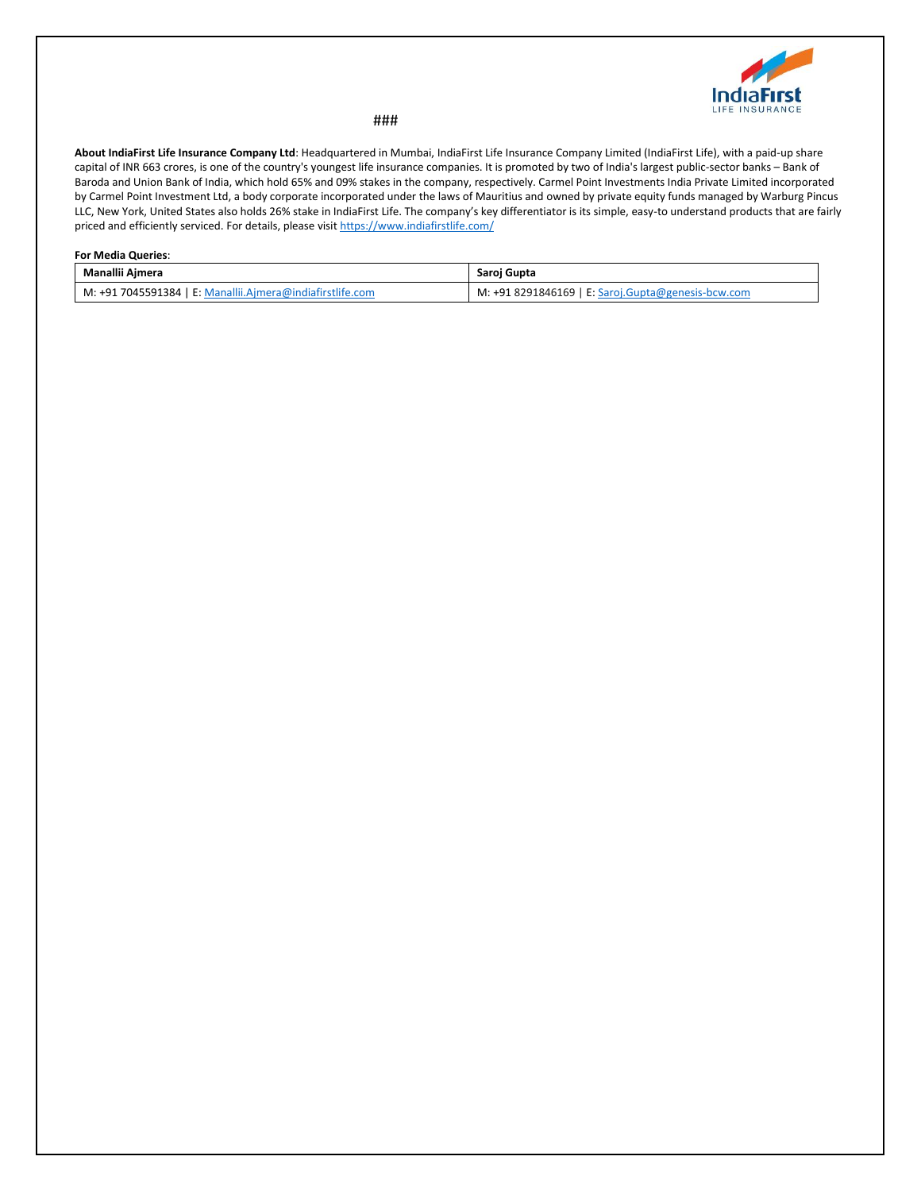###

**About IndiaFirst Life Insurance Company Ltd**: Headquartered in Mumbai, IndiaFirst Life Insurance Company Limited (IndiaFirst Life), with a paid-up share capital of INR 663 crores, is one of the country's youngest life insurance companies. It is promoted by two of India's largest public-sector banks – Bank of Baroda and Union Bank of India, which hold 65% and 09% stakes in the company, respectively. Carmel Point Investments India Private Limited incorporated by Carmel Point Investment Ltd, a body corporate incorporated under the laws of Mauritius and owned by private equity funds managed by Warburg Pincus LLC, New York, United States also holds 26% stake in IndiaFirst Life. The company's key differentiator is its simple, easy-to understand products that are fairly priced and efficiently serviced. For details, please visit https://www.indiafirstlife.com/

**For Media Queries**:

| Manallii Ajmera | Saroj Gupta |
|---|---|
| M: +91 7045591384 \| E: Manallii.Ajmera@indiafirstlife.com | M: +91 8291846169 \| E: Saroj.Gupta@genesis-bcw.com |